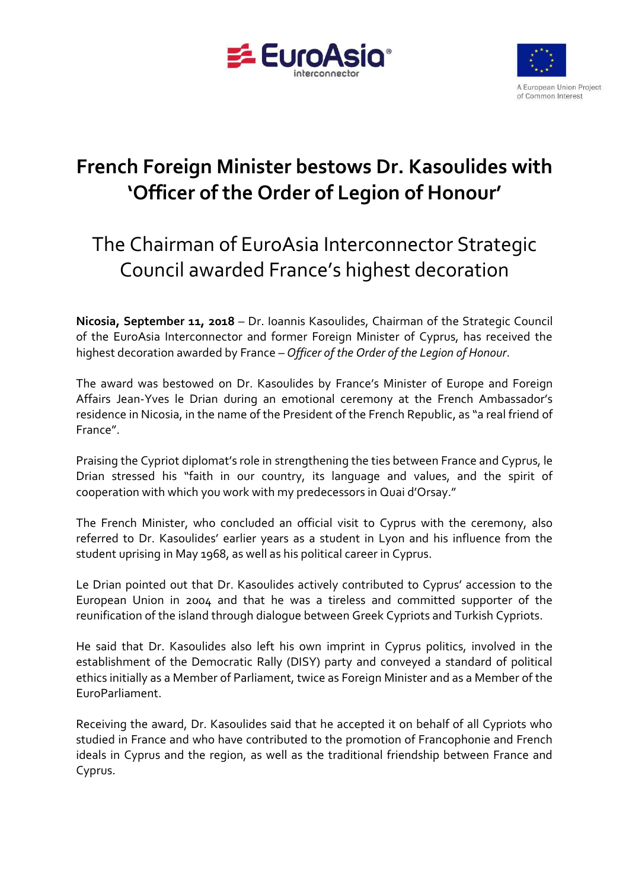# French Foreign Minister bestows Dr. Kasoulides with 'Officer of the Order of Legion of Honour'

## The Chairman of EuroAsia Interconnector Strategic Council awarded France's highest decoration

**Nicosia, September 11, 2018** – Dr. Ioannis Kasoulides, Chairman of the Strategic Council of the EuroAsia Interconnector and former Foreign Minister of Cyprus, has received the highest decoration awarded by France – *Officer of the Order of the Legion of Honour*.

The award was bestowed on Dr. Kasoulides by France's Minister of Europe and Foreign Affairs Jean-Yves le Drian during an emotional ceremony at the French Ambassador's residence in Nicosia, in the name of the President of the French Republic, as "a real friend of France".

Praising the Cypriot diplomat's role in strengthening the ties between France and Cyprus, le Drian stressed his "faith in our country, its language and values, and the spirit of cooperation with which you work with my predecessors in Quai d'Orsay."

The French Minister, who concluded an official visit to Cyprus with the ceremony, also referred to Dr. Kasoulides' earlier years as a student in Lyon and his influence from the student uprising in May 1968, as well as his political career in Cyprus.

Le Drian pointed out that Dr. Kasoulides actively contributed to Cyprus' accession to the European Union in 2004 and that he was a tireless and committed supporter of the reunification of the island through dialogue between Greek Cypriots and Turkish Cypriots.

He said that Dr. Kasoulides also left his own imprint in Cyprus politics, involved in the establishment of the Democratic Rally (DISY) party and conveyed a standard of political ethics initially as a Member of Parliament, twice as Foreign Minister and as a Member of the EuroParliament.

Receiving the award, Dr. Kasoulides said that he accepted it on behalf of all Cypriots who studied in France and who have contributed to the promotion of Francophonie and French ideals in Cyprus and the region, as well as the traditional friendship between France and Cyprus.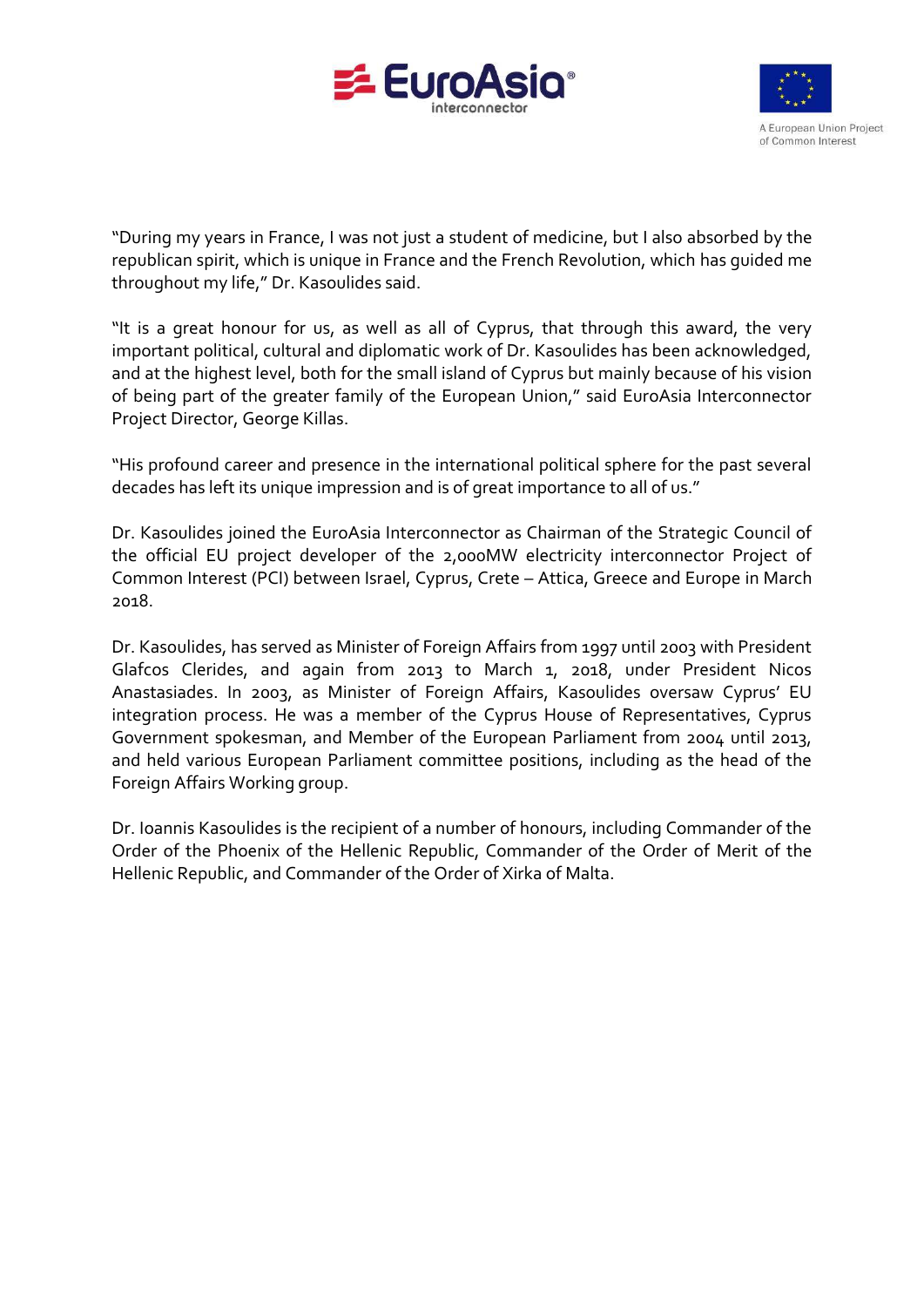"During my years in France, I was not just a student of medicine, but I also absorbed by the republican spirit, which is unique in France and the French Revolution, which has guided me throughout my life," Dr. Kasoulides said.

"It is a great honour for us, as well as all of Cyprus, that through this award, the very important political, cultural and diplomatic work of Dr. Kasoulides has been acknowledged, and at the highest level, both for the small island of Cyprus but mainly because of his vision of being part of the greater family of the European Union," said EuroAsia Interconnector Project Director, George Killas.

"His profound career and presence in the international political sphere for the past several decades has left its unique impression and is of great importance to all of us."

Dr. Kasoulides joined the EuroAsia Interconnector as Chairman of the Strategic Council of the official EU project developer of the 2,000MW electricity interconnector Project of Common Interest (PCI) between Israel, Cyprus, Crete – Attica, Greece and Europe in March 2018.

Dr. Kasoulides, has served as Minister of Foreign Affairs from 1997 until 2003 with President Glafcos Clerides, and again from 2013 to March 1, 2018, under President Nicos Anastasiades. In 2003, as Minister of Foreign Affairs, Kasoulides oversaw Cyprus' EU integration process. He was a member of the Cyprus House of Representatives, Cyprus Government spokesman, and Member of the European Parliament from 2004 until 2013, and held various European Parliament committee positions, including as the head of the Foreign Affairs Working group.

Dr. Ioannis Kasoulides is the recipient of a number of honours, including Commander of the Order of the Phoenix of the Hellenic Republic, Commander of the Order of Merit of the Hellenic Republic, and Commander of the Order of Xirka of Malta.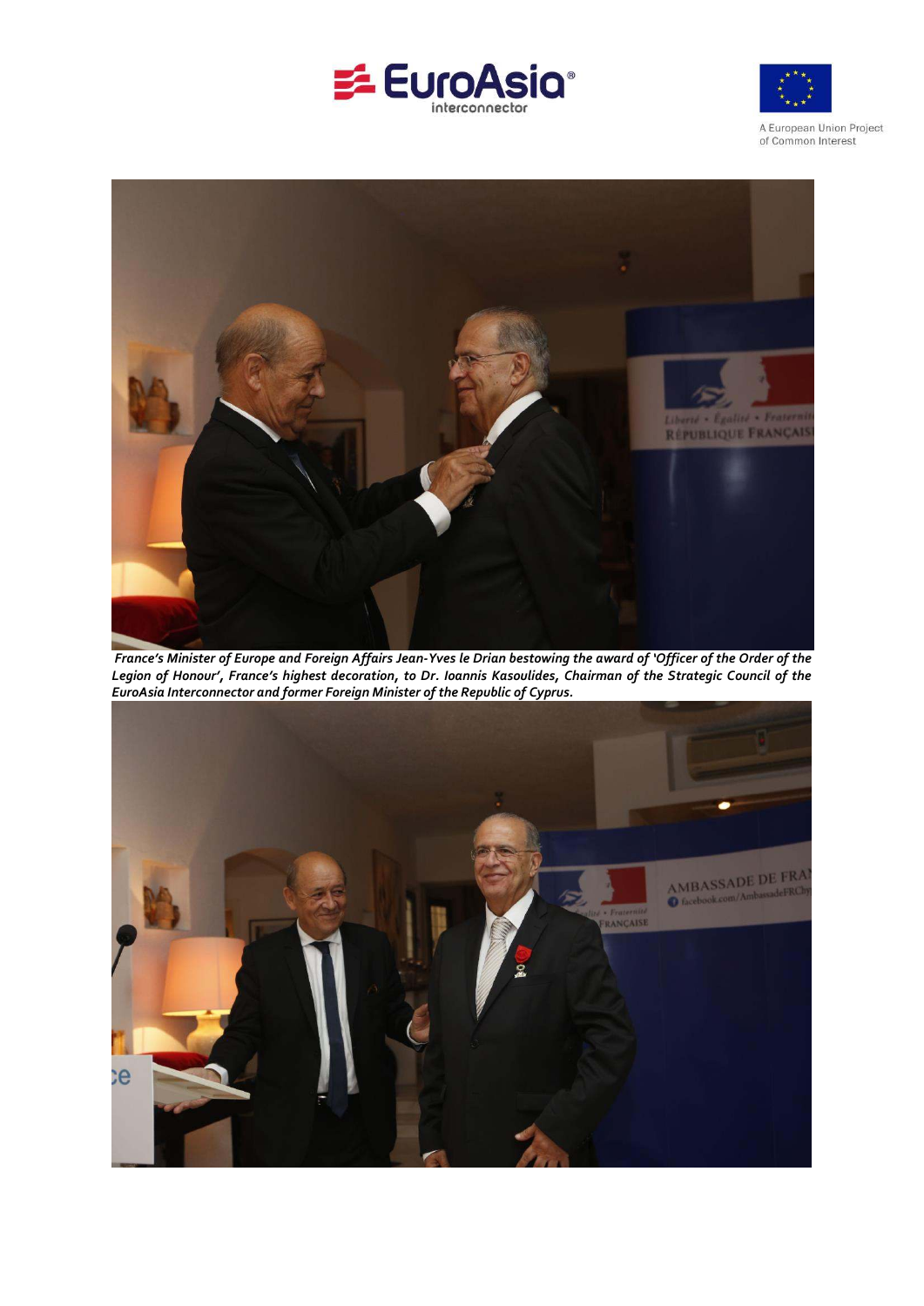*France's Minister of Europe and Foreign Affairs Jean-Yves le Drian bestowing the award of 'Officer of the Order of the Legion of Honour', France's highest decoration, to Dr. Ioannis Kasoulides, Chairman of the Strategic Council of the EuroAsia Interconnector and former Foreign Minister of the Republic of Cyprus.*